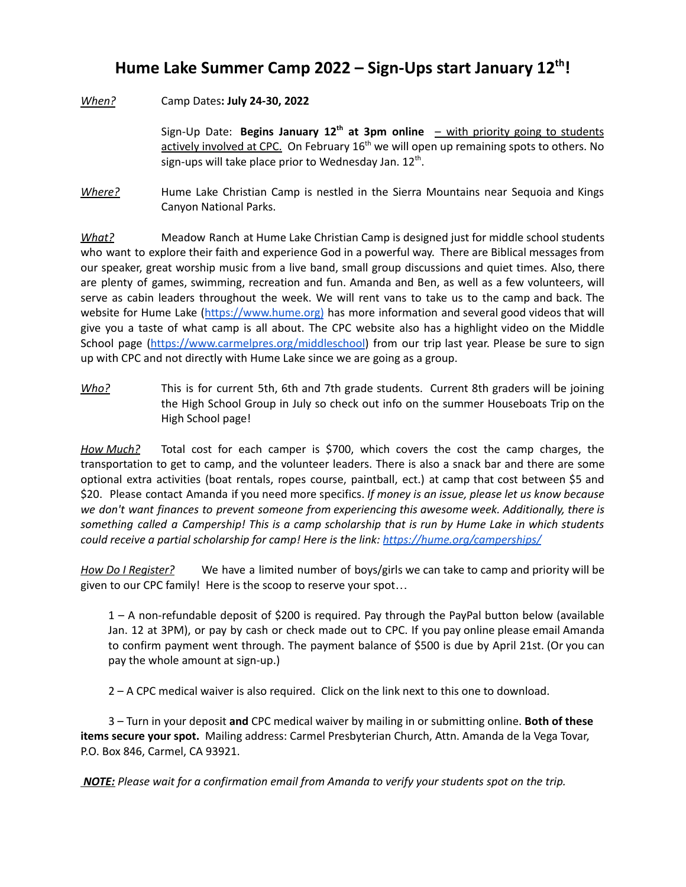# Hume Lake Summer Camp 2022 – Sign-Ups start January 12th!

*When?* Camp Dates**: July 24-30, 2022**

Sign-Up Date: **Begins January 12th at 3pm online** – with priority going to students actively involved at CPC. On February 16th we will open up remaining spots to others. No sign-ups will take place prior to Wednesday Jan. 12th.

*Where?* Hume Lake Christian Camp is nestled in the Sierra Mountains near Sequoia and Kings Canyon National Parks.

*What?* Meadow Ranch at Hume Lake Christian Camp is designed just for middle school students who want to explore their faith and experience God in a powerful way. There are Biblical messages from our speaker, great worship music from a live band, small group discussions and quiet times. Also, there are plenty of games, swimming, recreation and fun. Amanda and Ben, as well as a few volunteers, will serve as cabin leaders throughout the week. We will rent vans to take us to the camp and back. The website for Hume Lake (https://www.hume.org) has more information and several good videos that will give you a taste of what camp is all about. The CPC website also has a highlight video on the Middle School page (https://www.carmelpres.org/middleschool) from our trip last year. Please be sure to sign up with CPC and not directly with Hume Lake since we are going as a group.

*Who?* This is for current 5th, 6th and 7th grade students. Current 8th graders will be joining the High School Group in July so check out info on the summer Houseboats Trip on the High School page!

*How Much?* Total cost for each camper is $700, which covers the cost the camp charges, the transportation to get to camp, and the volunteer leaders. There is also a snack bar and there are some optional extra activities (boat rentals, ropes course, paintball, ect.) at camp that cost between $5 and $20. Please contact Amanda if you need more specifics. *If money is an issue, please let us know because we don't want finances to prevent someone from experiencing this awesome week. Additionally, there is something called a Campership! This is a camp scholarship that is run by Hume Lake in which students could receive a partial scholarship for camp! Here is the link: https://hume.org/camperships/*

*How Do I Register?* We have a limited number of boys/girls we can take to camp and priority will be given to our CPC family! Here is the scoop to reserve your spot…

1 – A non-refundable deposit of $200 is required. Pay through the PayPal button below (available Jan. 12 at 3PM), or pay by cash or check made out to CPC. If you pay online please email Amanda to confirm payment went through. The payment balance of $500 is due by April 21st. (Or you can pay the whole amount at sign-up.)

2 – A CPC medical waiver is also required. Click on the link next to this one to download.

3 – Turn in your deposit **and** CPC medical waiver by mailing in or submitting online. **Both of these items secure your spot.** Mailing address: Carmel Presbyterian Church, Attn. Amanda de la Vega Tovar, P.O. Box 846, Carmel, CA 93921.

***NOTE:*** *Please wait for a confirmation email from Amanda to verify your students spot on the trip.*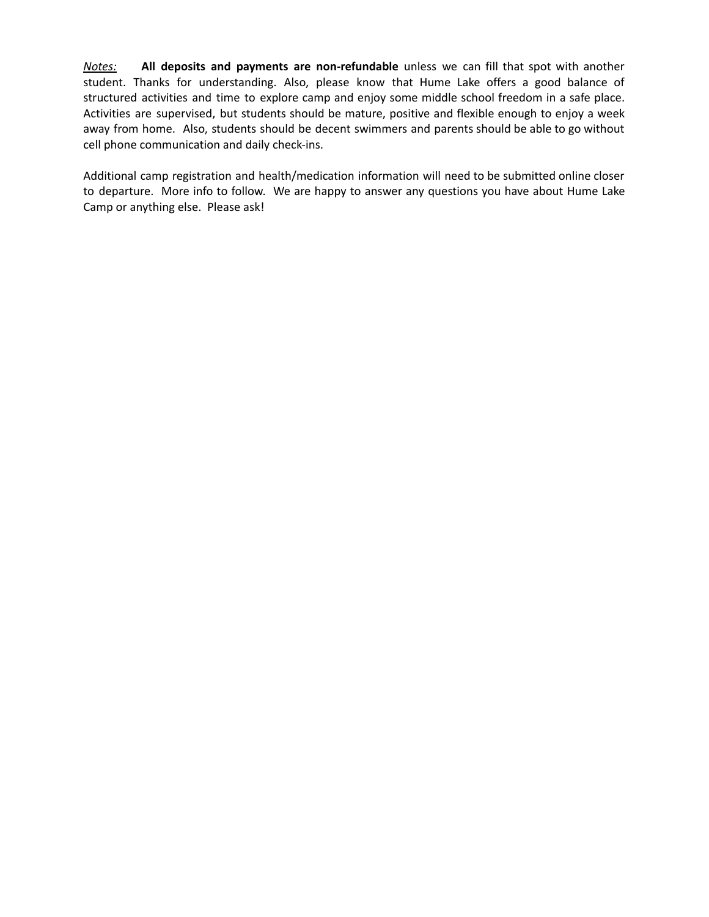*<u>Notes:</u>* **All deposits and payments are non-refundable** unless we can fill that spot with another student. Thanks for understanding. Also, please know that Hume Lake offers a good balance of structured activities and time to explore camp and enjoy some middle school freedom in a safe place. Activities are supervised, but students should be mature, positive and flexible enough to enjoy a week away from home. Also, students should be decent swimmers and parents should be able to go without cell phone communication and daily check-ins.

Additional camp registration and health/medication information will need to be submitted online closer to departure. More info to follow. We are happy to answer any questions you have about Hume Lake Camp or anything else. Please ask!